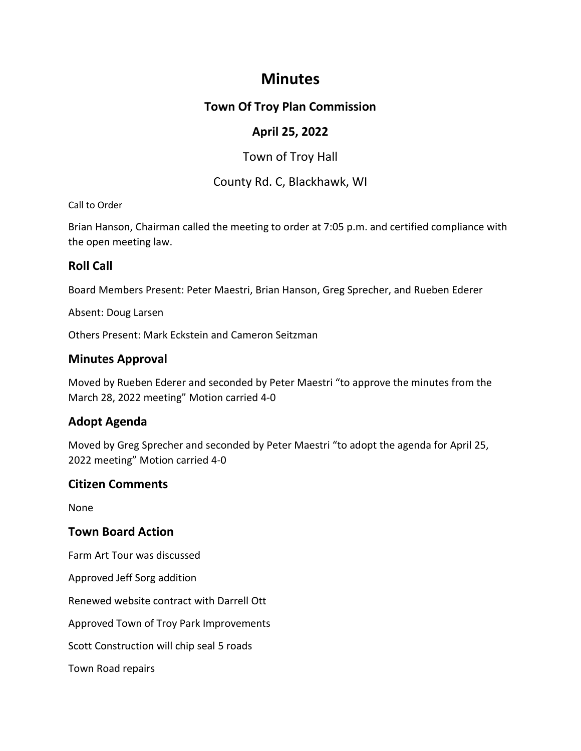# Minutes

## Town Of Troy Plan Commission

## April 25, 2022

Town of Troy Hall

County Rd. C, Blackhawk, WI

Call to Order

Brian Hanson, Chairman called the meeting to order at 7:05 p.m. and certified compliance with the open meeting law.

### Roll Call

Board Members Present: Peter Maestri, Brian Hanson, Greg Sprecher, and Rueben Ederer

Absent: Doug Larsen

Others Present: Mark Eckstein and Cameron Seitzman

### Minutes Approval

Moved by Rueben Ederer and seconded by Peter Maestri "to approve the minutes from the March 28, 2022 meeting" Motion carried 4-0

### Adopt Agenda

Moved by Greg Sprecher and seconded by Peter Maestri "to adopt the agenda for April 25, 2022 meeting" Motion carried 4-0

### Citizen Comments

None

### Town Board Action

Farm Art Tour was discussed

Approved Jeff Sorg addition

Renewed website contract with Darrell Ott

Approved Town of Troy Park Improvements

Scott Construction will chip seal 5 roads

Town Road repairs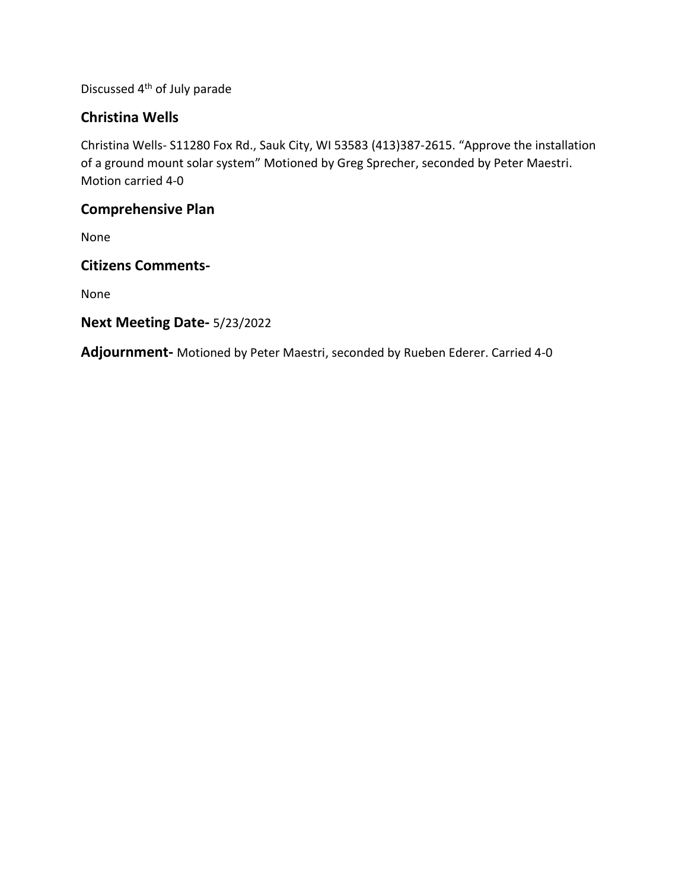Discussed 4th of July parade

## Christina Wells

Christina Wells- S11280 Fox Rd., Sauk City, WI 53583 (413)387-2615. "Approve the installation of a ground mount solar system" Motioned by Greg Sprecher, seconded by Peter Maestri. Motion carried 4-0

## Comprehensive Plan

None

## Citizens Comments-

None

## Next Meeting Date- 5/23/2022

**Adjournment-** Motioned by Peter Maestri, seconded by Rueben Ederer. Carried 4-0